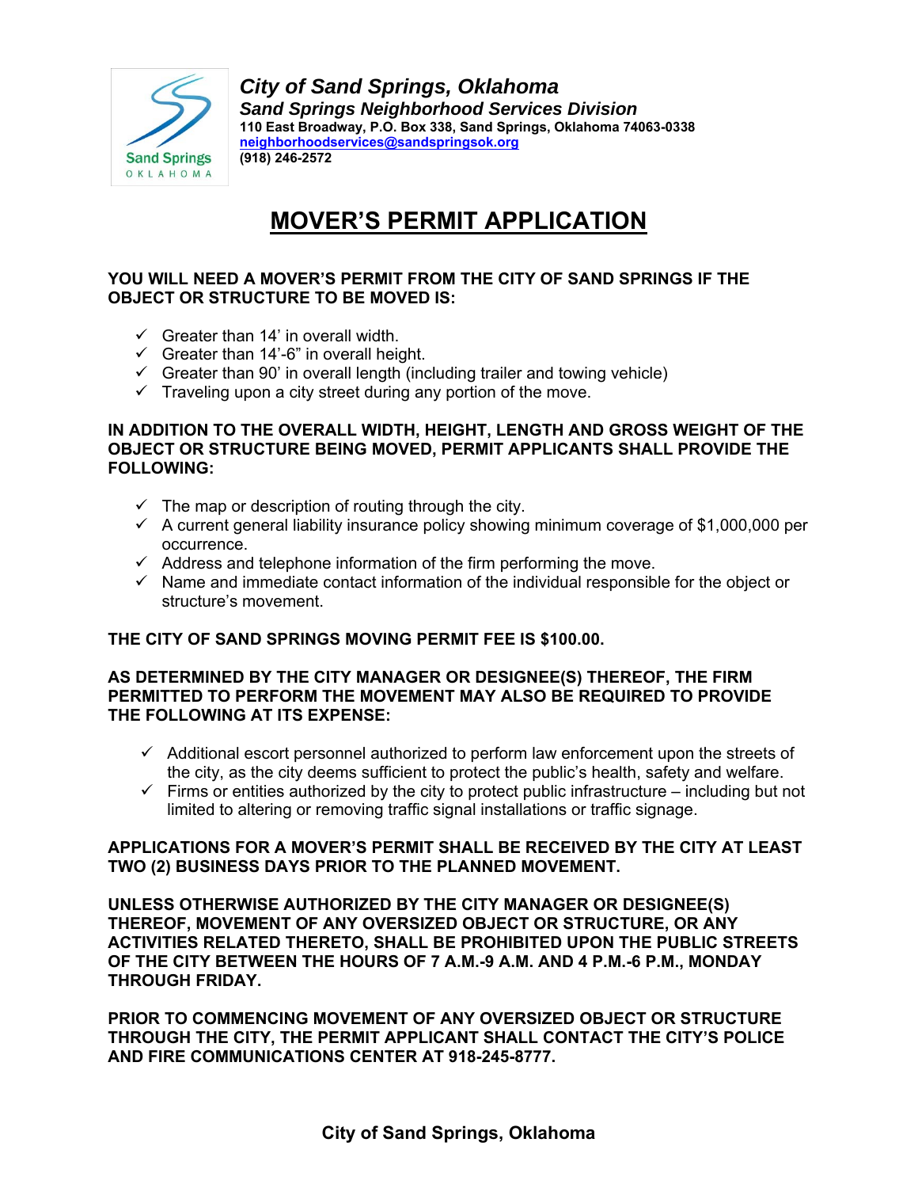***City of Sand Springs, Oklahoma***
***Sand Springs Neighborhood Services Division***
**110 East Broadway, P.O. Box 338, Sand Springs, Oklahoma 74063-0338**
**neighborhoodservices@sandspringsok.org**
**(918) 246-2572**

# MOVER'S PERMIT APPLICATION

**YOU WILL NEED A MOVER'S PERMIT FROM THE CITY OF SAND SPRINGS IF THE OBJECT OR STRUCTURE TO BE MOVED IS:**

- ✓ Greater than 14' in overall width.
- ✓ Greater than 14'-6" in overall height.
- ✓ Greater than 90' in overall length (including trailer and towing vehicle)
- ✓ Traveling upon a city street during any portion of the move.

**IN ADDITION TO THE OVERALL WIDTH, HEIGHT, LENGTH AND GROSS WEIGHT OF THE OBJECT OR STRUCTURE BEING MOVED, PERMIT APPLICANTS SHALL PROVIDE THE FOLLOWING:**

- ✓ The map or description of routing through the city.
- ✓ A current general liability insurance policy showing minimum coverage of $1,000,000 per occurrence.
- ✓ Address and telephone information of the firm performing the move.
- ✓ Name and immediate contact information of the individual responsible for the object or structure's movement.

**THE CITY OF SAND SPRINGS MOVING PERMIT FEE IS $100.00.**

**AS DETERMINED BY THE CITY MANAGER OR DESIGNEE(S) THEREOF, THE FIRM PERMITTED TO PERFORM THE MOVEMENT MAY ALSO BE REQUIRED TO PROVIDE THE FOLLOWING AT ITS EXPENSE:**

- ✓ Additional escort personnel authorized to perform law enforcement upon the streets of the city, as the city deems sufficient to protect the public's health, safety and welfare.
- ✓ Firms or entities authorized by the city to protect public infrastructure – including but not limited to altering or removing traffic signal installations or traffic signage.

**APPLICATIONS FOR A MOVER'S PERMIT SHALL BE RECEIVED BY THE CITY AT LEAST TWO (2) BUSINESS DAYS PRIOR TO THE PLANNED MOVEMENT.**

**UNLESS OTHERWISE AUTHORIZED BY THE CITY MANAGER OR DESIGNEE(S) THEREOF, MOVEMENT OF ANY OVERSIZED OBJECT OR STRUCTURE, OR ANY ACTIVITIES RELATED THERETO, SHALL BE PROHIBITED UPON THE PUBLIC STREETS OF THE CITY BETWEEN THE HOURS OF 7 A.M.-9 A.M. AND 4 P.M.-6 P.M., MONDAY THROUGH FRIDAY.**

**PRIOR TO COMMENCING MOVEMENT OF ANY OVERSIZED OBJECT OR STRUCTURE THROUGH THE CITY, THE PERMIT APPLICANT SHALL CONTACT THE CITY'S POLICE AND FIRE COMMUNICATIONS CENTER AT 918-245-8777.**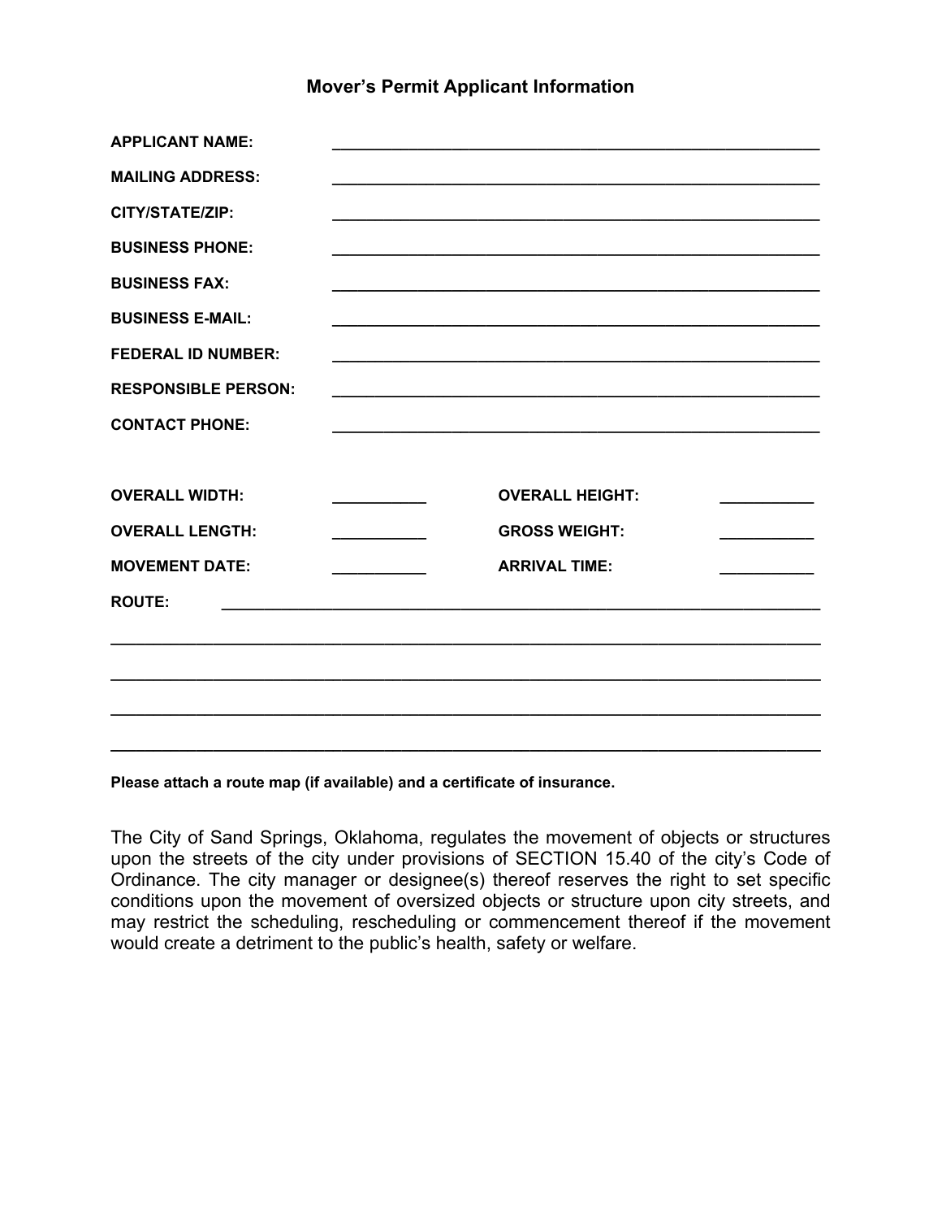## Mover's Permit Applicant Information

**APPLICANT NAME:** ______________________________________________

**MAILING ADDRESS:** ______________________________________________

**CITY/STATE/ZIP:** ______________________________________________

**BUSINESS PHONE:** ______________________________________________

**BUSINESS FAX:** ______________________________________________

**BUSINESS E-MAIL:** ______________________________________________

**FEDERAL ID NUMBER:** ______________________________________________

**RESPONSIBLE PERSON:** ______________________________________________

**CONTACT PHONE:** ______________________________________________

| | | | |
|---|---|---|---|
| **OVERALL WIDTH:** | __________ | **OVERALL HEIGHT:** | __________ |
| **OVERALL LENGTH:** | __________ | **GROSS WEIGHT:** | __________ |
| **MOVEMENT DATE:** | __________ | **ARRIVAL TIME:** | __________ |

**ROUTE:** ______________________________________________________________

______________________________________________________________________

______________________________________________________________________

______________________________________________________________________

______________________________________________________________________

**Please attach a route map (if available) and a certificate of insurance.**

The City of Sand Springs, Oklahoma, regulates the movement of objects or structures upon the streets of the city under provisions of SECTION 15.40 of the city's Code of Ordinance. The city manager or designee(s) thereof reserves the right to set specific conditions upon the movement of oversized objects or structure upon city streets, and may restrict the scheduling, rescheduling or commencement thereof if the movement would create a detriment to the public's health, safety or welfare.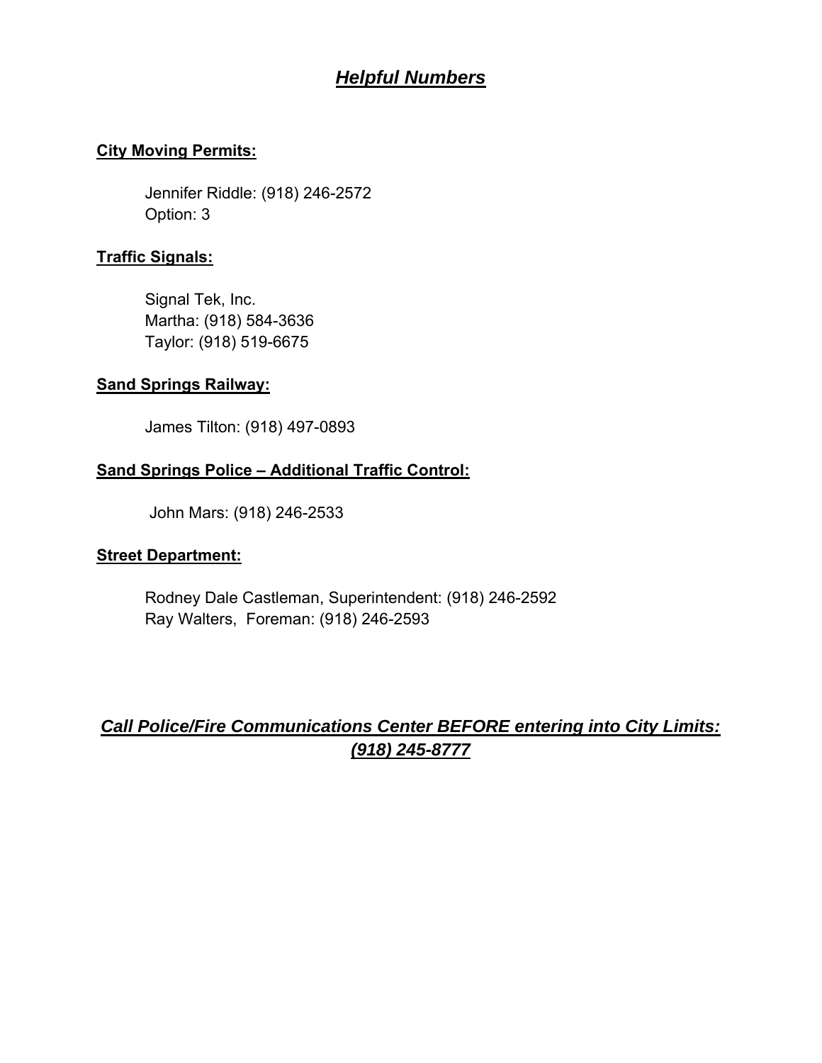# *Helpful Numbers*

**City Moving Permits:**

Jennifer Riddle: (918) 246-2572
Option: 3

**Traffic Signals:**

Signal Tek, Inc.
Martha: (918) 584-3636
Taylor: (918) 519-6675

**Sand Springs Railway:**

James Tilton: (918) 497-0893

**Sand Springs Police – Additional Traffic Control:**

John Mars: (918) 246-2533

**Street Department:**

Rodney Dale Castleman, Superintendent: (918) 246-2592
Ray Walters, Foreman: (918) 246-2593

***Call Police/Fire Communications Center BEFORE entering into City Limits: (918) 245-8777***